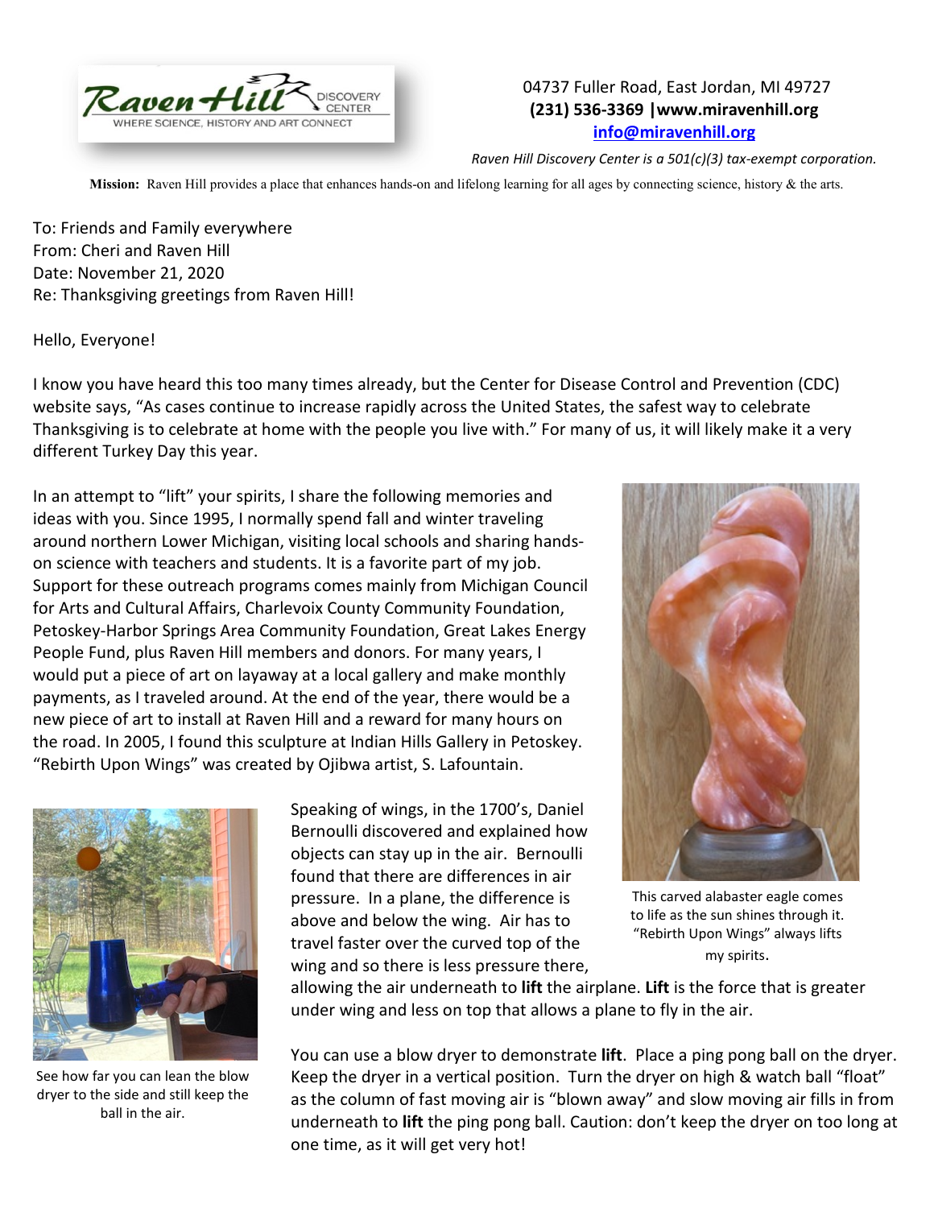Raven Hill DISCOVERY CENTER
WHERE SCIENCE, HISTORY AND ART CONNECT

04737 Fuller Road, East Jordan, MI 49727
**(231) 536-3369 |www.miravenhill.org**
**info@miravenhill.org**

*Raven Hill Discovery Center is a 501(c)(3) tax-exempt corporation.*

**Mission:** Raven Hill provides a place that enhances hands-on and lifelong learning for all ages by connecting science, history & the arts.

To: Friends and Family everywhere
From: Cheri and Raven Hill
Date: November 21, 2020
Re: Thanksgiving greetings from Raven Hill!

Hello, Everyone!

I know you have heard this too many times already, but the Center for Disease Control and Prevention (CDC) website says, "As cases continue to increase rapidly across the United States, the safest way to celebrate Thanksgiving is to celebrate at home with the people you live with." For many of us, it will likely make it a very different Turkey Day this year.

In an attempt to "lift" your spirits, I share the following memories and ideas with you. Since 1995, I normally spend fall and winter traveling around northern Lower Michigan, visiting local schools and sharing hands-on science with teachers and students. It is a favorite part of my job. Support for these outreach programs comes mainly from Michigan Council for Arts and Cultural Affairs, Charlevoix County Community Foundation, Petoskey-Harbor Springs Area Community Foundation, Great Lakes Energy People Fund, plus Raven Hill members and donors. For many years, I would put a piece of art on layaway at a local gallery and make monthly payments, as I traveled around. At the end of the year, there would be a new piece of art to install at Raven Hill and a reward for many hours on the road. In 2005, I found this sculpture at Indian Hills Gallery in Petoskey. "Rebirth Upon Wings" was created by Ojibwa artist, S. Lafountain.

This carved alabaster eagle comes to life as the sun shines through it. "Rebirth Upon Wings" always lifts my spirits.

Speaking of wings, in the 1700's, Daniel Bernoulli discovered and explained how objects can stay up in the air. Bernoulli found that there are differences in air pressure. In a plane, the difference is above and below the wing. Air has to travel faster over the curved top of the wing and so there is less pressure there, allowing the air underneath to **lift** the airplane. **Lift** is the force that is greater under wing and less on top that allows a plane to fly in the air.

You can use a blow dryer to demonstrate **lift**. Place a ping pong ball on the dryer. Keep the dryer in a vertical position. Turn the dryer on high & watch ball "float" as the column of fast moving air is "blown away" and slow moving air fills in from underneath to **lift** the ping pong ball. Caution: don't keep the dryer on too long at one time, as it will get very hot!

See how far you can lean the blow dryer to the side and still keep the ball in the air.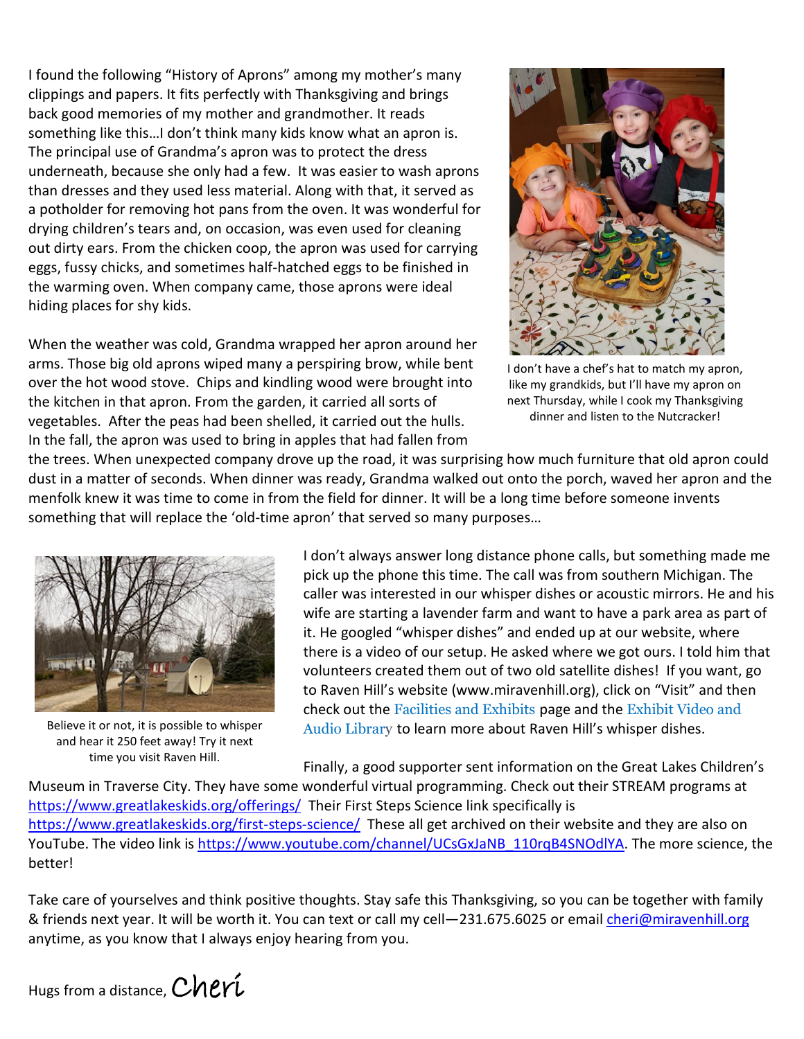I found the following "History of Aprons" among my mother's many clippings and papers. It fits perfectly with Thanksgiving and brings back good memories of my mother and grandmother. It reads something like this…I don't think many kids know what an apron is. The principal use of Grandma's apron was to protect the dress underneath, because she only had a few. It was easier to wash aprons than dresses and they used less material. Along with that, it served as a potholder for removing hot pans from the oven. It was wonderful for drying children's tears and, on occasion, was even used for cleaning out dirty ears. From the chicken coop, the apron was used for carrying eggs, fussy chicks, and sometimes half-hatched eggs to be finished in the warming oven. When company came, those aprons were ideal hiding places for shy kids.

I don't have a chef's hat to match my apron, like my grandkids, but I'll have my apron on next Thursday, while I cook my Thanksgiving dinner and listen to the Nutcracker!

When the weather was cold, Grandma wrapped her apron around her arms. Those big old aprons wiped many a perspiring brow, while bent over the hot wood stove. Chips and kindling wood were brought into the kitchen in that apron. From the garden, it carried all sorts of vegetables. After the peas had been shelled, it carried out the hulls. In the fall, the apron was used to bring in apples that had fallen from the trees. When unexpected company drove up the road, it was surprising how much furniture that old apron could dust in a matter of seconds. When dinner was ready, Grandma walked out onto the porch, waved her apron and the menfolk knew it was time to come in from the field for dinner. It will be a long time before someone invents something that will replace the 'old-time apron' that served so many purposes…

Believe it or not, it is possible to whisper and hear it 250 feet away! Try it next time you visit Raven Hill.

I don't always answer long distance phone calls, but something made me pick up the phone this time. The call was from southern Michigan. The caller was interested in our whisper dishes or acoustic mirrors. He and his wife are starting a lavender farm and want to have a park area as part of it. He googled "whisper dishes" and ended up at our website, where there is a video of our setup. He asked where we got ours. I told him that volunteers created them out of two old satellite dishes! If you want, go to Raven Hill's website (www.miravenhill.org), click on "Visit" and then check out the Facilities and Exhibits page and the Exhibit Video and Audio Library to learn more about Raven Hill's whisper dishes.

Finally, a good supporter sent information on the Great Lakes Children's Museum in Traverse City. They have some wonderful virtual programming. Check out their STREAM programs at https://www.greatlakeskids.org/offerings/ Their First Steps Science link specifically is https://www.greatlakeskids.org/first-steps-science/ These all get archived on their website and they are also on YouTube. The video link is https://www.youtube.com/channel/UCsGxJaNB_110rqB4SNOdlYA. The more science, the better!

Take care of yourselves and think positive thoughts. Stay safe this Thanksgiving, so you can be together with family & friends next year. It will be worth it. You can text or call my cell—231.675.6025 or email cheri@miravenhill.org anytime, as you know that I always enjoy hearing from you.

Hugs from a distance, *Cheri*